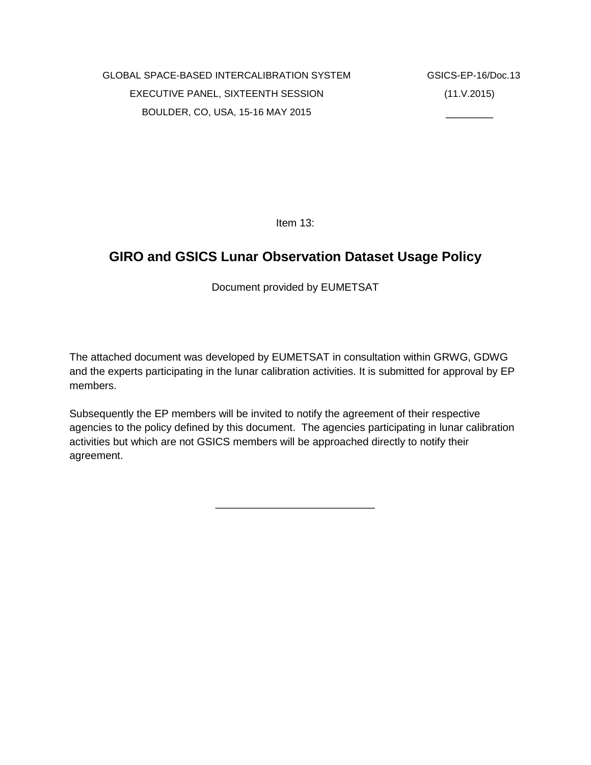GLOBAL SPACE-BASED INTERCALIBRATION SYSTEM

EXECUTIVE PANEL, SIXTEENTH SESSION

BOULDER, CO, USA, 15-16 MAY 2015

GSICS-EP-16/Doc.13

(11.V.2015)

\_\_\_\_\_\_\_\_\_

Item 13:

# GIRO and GSICS Lunar Observation Dataset Usage Policy

Document provided by EUMETSAT

The attached document was developed by EUMETSAT in consultation within GRWG, GDWG and the experts participating in the lunar calibration activities. It is submitted for approval by EP members.

Subsequently the EP members will be invited to notify the agreement of their respective agencies to the policy defined by this document. The agencies participating in lunar calibration activities but which are not GSICS members will be approached directly to notify their agreement.

\_\_\_\_\_\_\_\_\_\_\_\_\_\_\_\_\_\_\_\_\_\_\_\_\_\_\_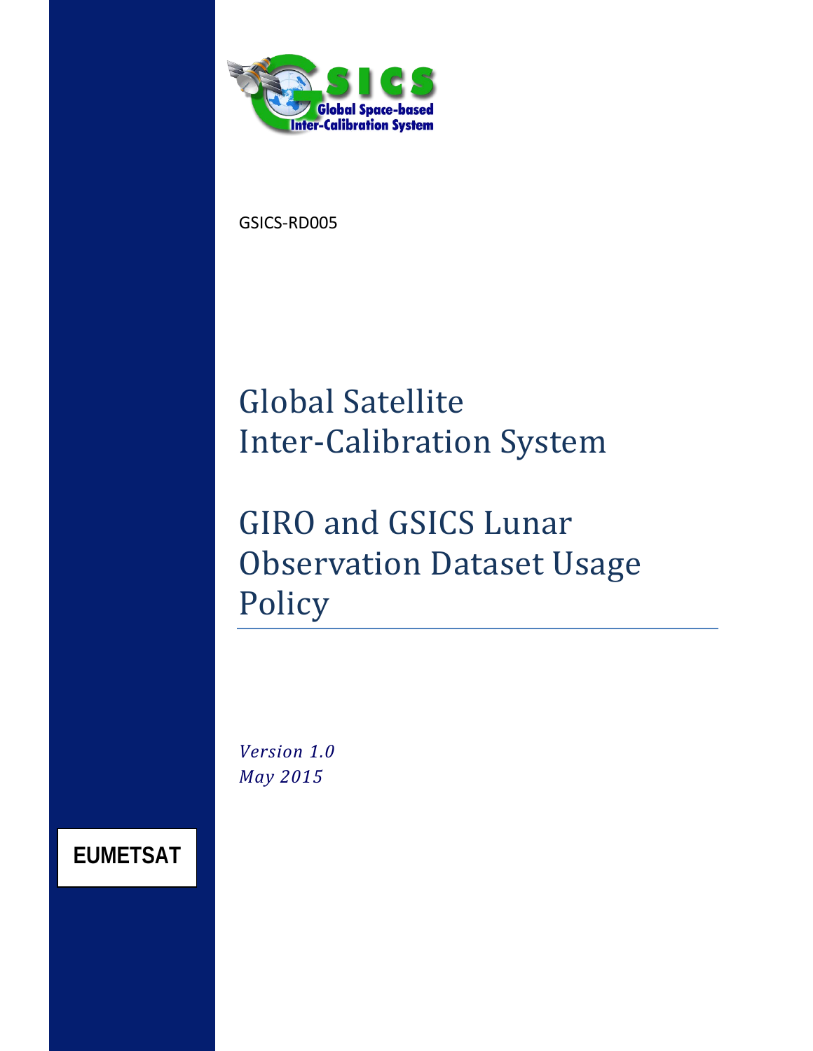GSICS-RD005

# Global Satellite Inter-Calibration System

# GIRO and GSICS Lunar Observation Dataset Usage Policy

*Version 1.0*
*May 2015*

**EUMETSAT**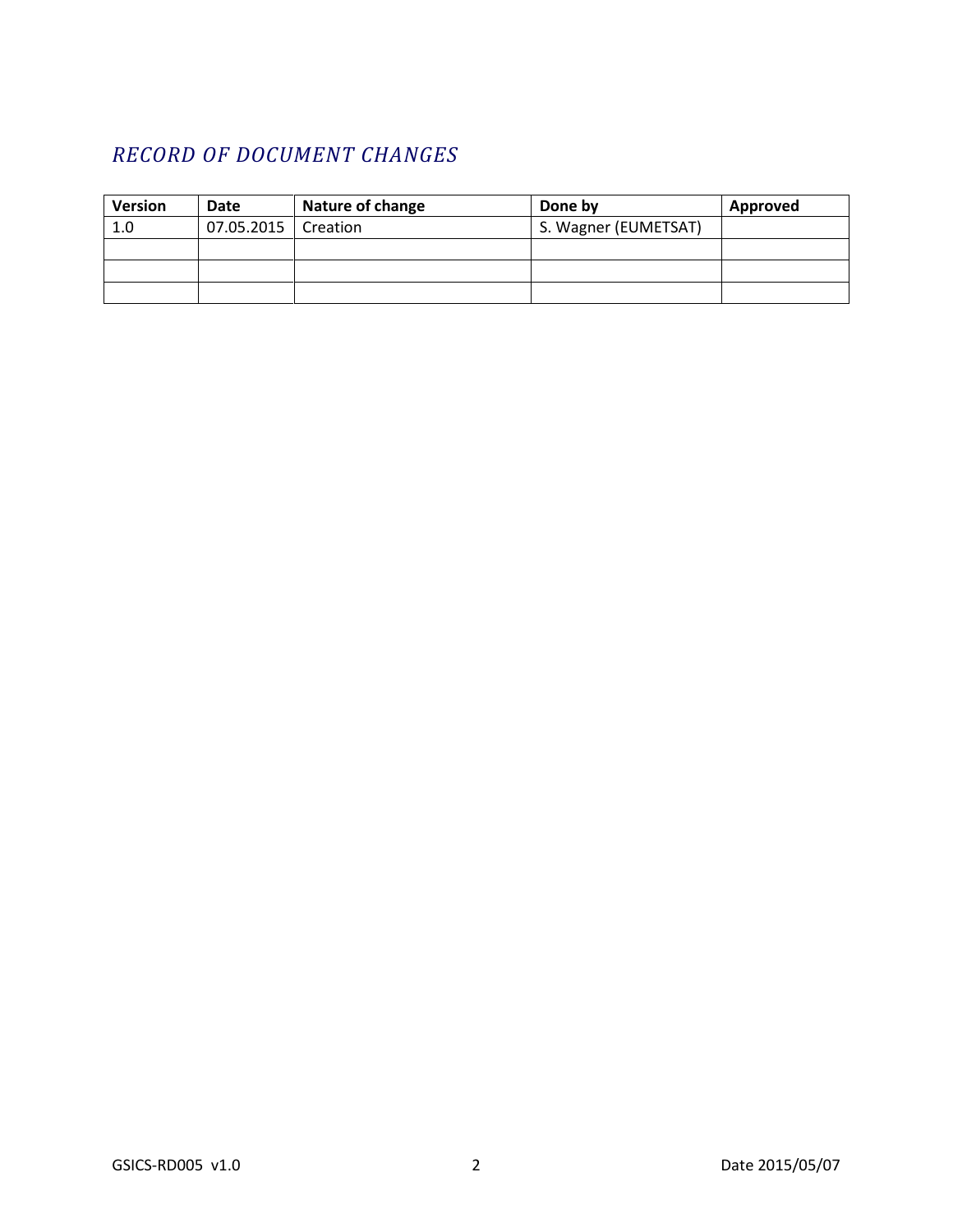## *RECORD OF DOCUMENT CHANGES*

| Version | Date | Nature of change | Done by | Approved |
|---|---|---|---|---|
| 1.0 | 07.05.2015 | Creation | S. Wagner (EUMETSAT) | |
| | | | | |
| | | | | |
| | | | | |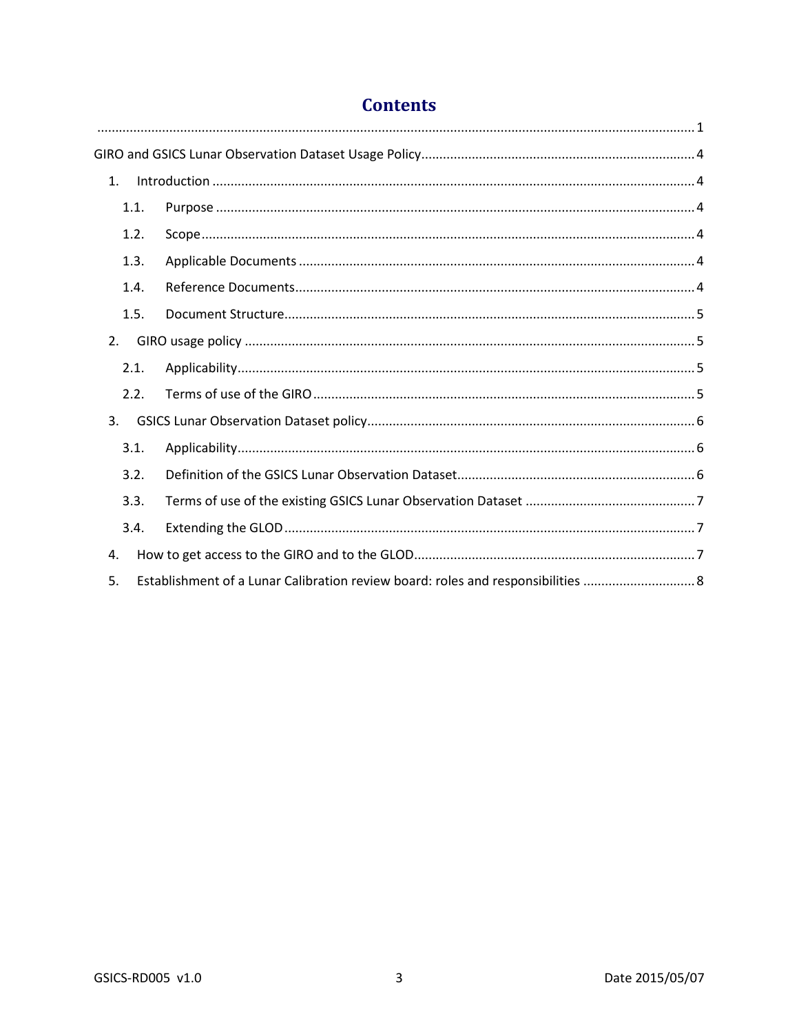# Contents

.................................................................................................................................................. 1

GIRO and GSICS Lunar Observation Dataset Usage Policy ........................................................................ 4

1. Introduction ......................................................................................................................... 4
   - 1.1. Purpose ........................................................................................................................ 4
   - 1.2. Scope ........................................................................................................................... 4
   - 1.3. Applicable Documents ................................................................................................ 4
   - 1.4. Reference Documents ................................................................................................. 4
   - 1.5. Document Structure .................................................................................................... 5
2. GIRO usage policy ................................................................................................................ 5
   - 2.1. Applicability ................................................................................................................ 5
   - 2.2. Terms of use of the GIRO ............................................................................................ 5
3. GSICS Lunar Observation Dataset policy .............................................................................. 6
   - 3.1. Applicability ................................................................................................................ 6
   - 3.2. Definition of the GSICS Lunar Observation Dataset .................................................... 6
   - 3.3. Terms of use of the existing GSICS Lunar Observation Dataset .................................. 7
   - 3.4. Extending the GLOD .................................................................................................... 7
4. How to get access to the GIRO and to the GLOD ................................................................ 7
5. Establishment of a Lunar Calibration review board: roles and responsibilities ................. 8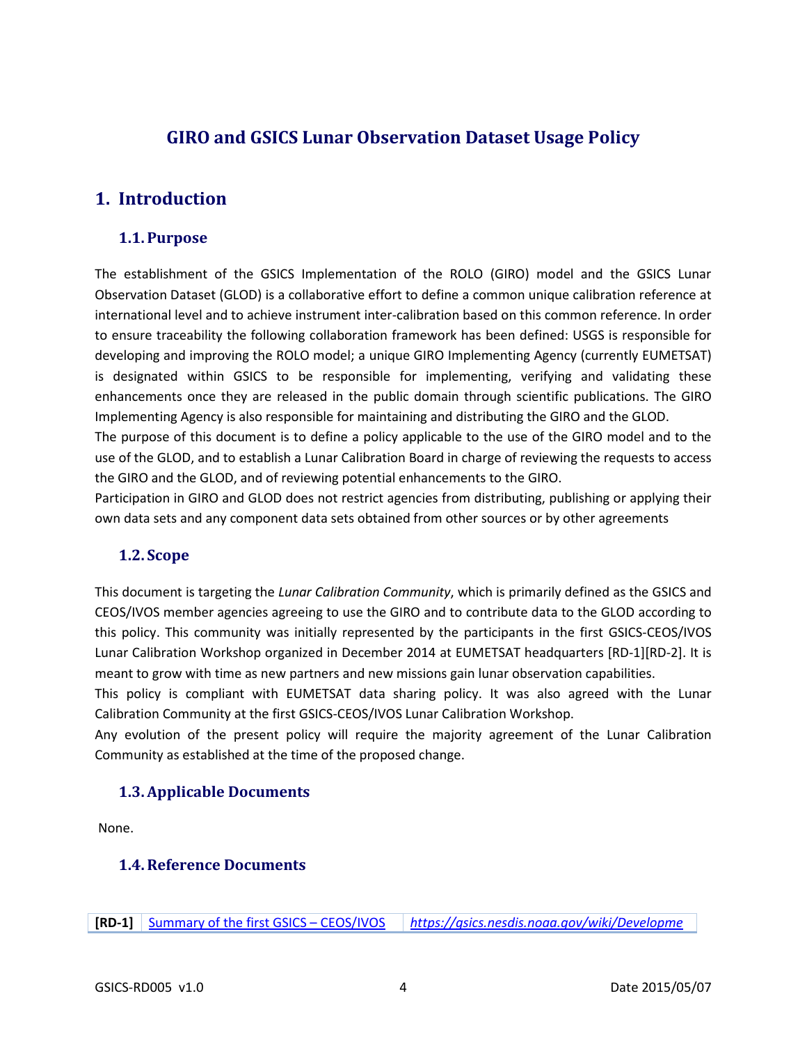# GIRO and GSICS Lunar Observation Dataset Usage Policy

## 1. Introduction

### 1.1. Purpose

The establishment of the GSICS Implementation of the ROLO (GIRO) model and the GSICS Lunar Observation Dataset (GLOD) is a collaborative effort to define a common unique calibration reference at international level and to achieve instrument inter-calibration based on this common reference. In order to ensure traceability the following collaboration framework has been defined: USGS is responsible for developing and improving the ROLO model; a unique GIRO Implementing Agency (currently EUMETSAT) is designated within GSICS to be responsible for implementing, verifying and validating these enhancements once they are released in the public domain through scientific publications. The GIRO Implementing Agency is also responsible for maintaining and distributing the GIRO and the GLOD.

The purpose of this document is to define a policy applicable to the use of the GIRO model and to the use of the GLOD, and to establish a Lunar Calibration Board in charge of reviewing the requests to access the GIRO and the GLOD, and of reviewing potential enhancements to the GIRO.

Participation in GIRO and GLOD does not restrict agencies from distributing, publishing or applying their own data sets and any component data sets obtained from other sources or by other agreements

### 1.2. Scope

This document is targeting the *Lunar Calibration Community*, which is primarily defined as the GSICS and CEOS/IVOS member agencies agreeing to use the GIRO and to contribute data to the GLOD according to this policy. This community was initially represented by the participants in the first GSICS-CEOS/IVOS Lunar Calibration Workshop organized in December 2014 at EUMETSAT headquarters [RD-1][RD-2]. It is meant to grow with time as new partners and new missions gain lunar observation capabilities.

This policy is compliant with EUMETSAT data sharing policy. It was also agreed with the Lunar Calibration Community at the first GSICS-CEOS/IVOS Lunar Calibration Workshop.

Any evolution of the present policy will require the majority agreement of the Lunar Calibration Community as established at the time of the proposed change.

### 1.3. Applicable Documents

None.

### 1.4. Reference Documents

| | | |
|---|---|---|
| **[RD-1]** | Summary of the first GSICS – CEOS/IVOS | *https://gsics.nesdis.noaa.gov/wiki/Developme* |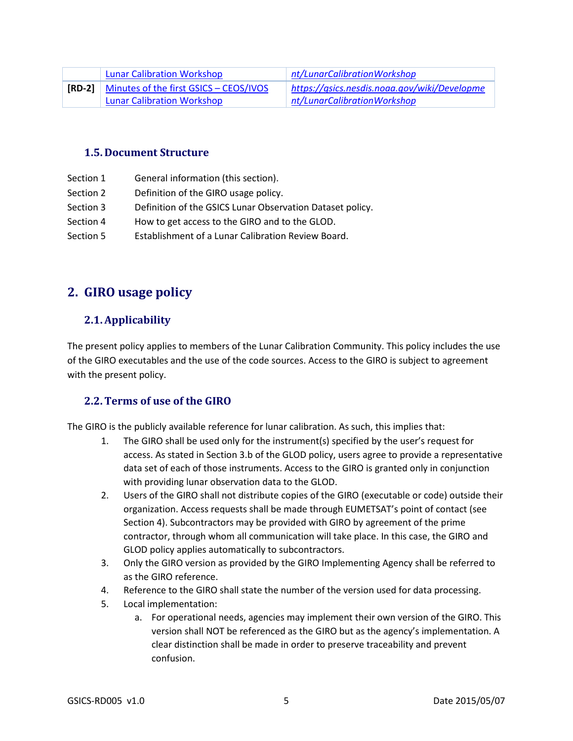|  | Lunar Calibration Workshop | nt/LunarCalibrationWorkshop |
| --- | --- | --- |
| **[RD-2]** | Minutes of the first GSICS – CEOS/IVOS Lunar Calibration Workshop | *https://gsics.nesdis.noaa.gov/wiki/Development/LunarCalibrationWorkshop* |

### 1.5. Document Structure

Section 1 General information (this section).

Section 2 Definition of the GIRO usage policy.

Section 3 Definition of the GSICS Lunar Observation Dataset policy.

Section 4 How to get access to the GIRO and to the GLOD.

Section 5 Establishment of a Lunar Calibration Review Board.

## 2. GIRO usage policy

### 2.1. Applicability

The present policy applies to members of the Lunar Calibration Community. This policy includes the use of the GIRO executables and the use of the code sources. Access to the GIRO is subject to agreement with the present policy.

### 2.2. Terms of use of the GIRO

The GIRO is the publicly available reference for lunar calibration. As such, this implies that:

1. The GIRO shall be used only for the instrument(s) specified by the user's request for access. As stated in Section 3.b of the GLOD policy, users agree to provide a representative data set of each of those instruments. Access to the GIRO is granted only in conjunction with providing lunar observation data to the GLOD.
2. Users of the GIRO shall not distribute copies of the GIRO (executable or code) outside their organization. Access requests shall be made through EUMETSAT's point of contact (see Section 4). Subcontractors may be provided with GIRO by agreement of the prime contractor, through whom all communication will take place. In this case, the GIRO and GLOD policy applies automatically to subcontractors.
3. Only the GIRO version as provided by the GIRO Implementing Agency shall be referred to as the GIRO reference.
4. Reference to the GIRO shall state the number of the version used for data processing.
5. Local implementation:
   a. For operational needs, agencies may implement their own version of the GIRO. This version shall NOT be referenced as the GIRO but as the agency's implementation. A clear distinction shall be made in order to preserve traceability and prevent confusion.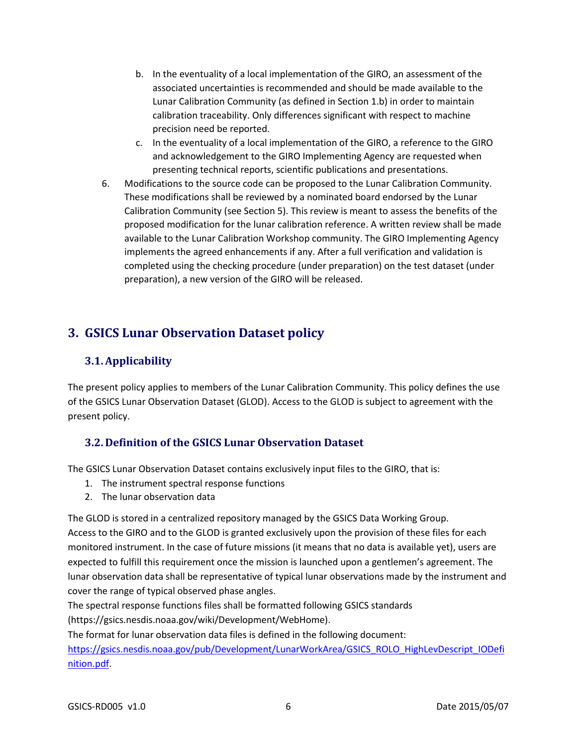b. In the eventuality of a local implementation of the GIRO, an assessment of the associated uncertainties is recommended and should be made available to the Lunar Calibration Community (as defined in Section 1.b) in order to maintain calibration traceability. Only differences significant with respect to machine precision need be reported.
   c. In the eventuality of a local implementation of the GIRO, a reference to the GIRO and acknowledgement to the GIRO Implementing Agency are requested when presenting technical reports, scientific publications and presentations.

6. Modifications to the source code can be proposed to the Lunar Calibration Community. These modifications shall be reviewed by a nominated board endorsed by the Lunar Calibration Community (see Section 5). This review is meant to assess the benefits of the proposed modification for the lunar calibration reference. A written review shall be made available to the Lunar Calibration Workshop community. The GIRO Implementing Agency implements the agreed enhancements if any. After a full verification and validation is completed using the checking procedure (under preparation) on the test dataset (under preparation), a new version of the GIRO will be released.

## 3. GSICS Lunar Observation Dataset policy

### 3.1. Applicability

The present policy applies to members of the Lunar Calibration Community. This policy defines the use of the GSICS Lunar Observation Dataset (GLOD). Access to the GLOD is subject to agreement with the present policy.

### 3.2. Definition of the GSICS Lunar Observation Dataset

The GSICS Lunar Observation Dataset contains exclusively input files to the GIRO, that is:

1. The instrument spectral response functions
2. The lunar observation data

The GLOD is stored in a centralized repository managed by the GSICS Data Working Group.
Access to the GIRO and to the GLOD is granted exclusively upon the provision of these files for each monitored instrument. In the case of future missions (it means that no data is available yet), users are expected to fulfill this requirement once the mission is launched upon a gentlemen's agreement. The lunar observation data shall be representative of typical lunar observations made by the instrument and cover the range of typical observed phase angles.
The spectral response functions files shall be formatted following GSICS standards (https://gsics.nesdis.noaa.gov/wiki/Development/WebHome).
The format for lunar observation data files is defined in the following document: https://gsics.nesdis.noaa.gov/pub/Development/LunarWorkArea/GSICS_ROLO_HighLevDescript_IODefinition.pdf.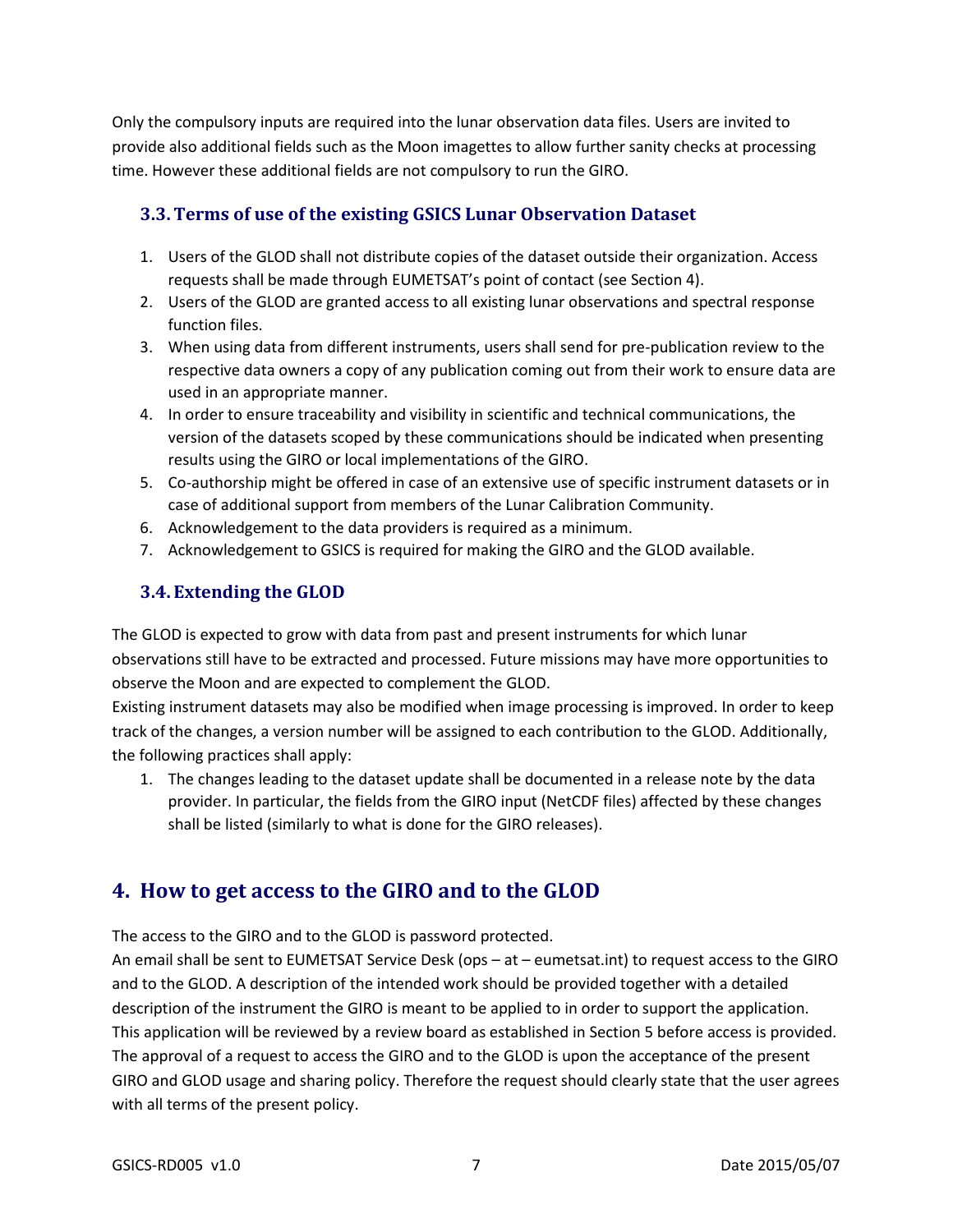Only the compulsory inputs are required into the lunar observation data files. Users are invited to provide also additional fields such as the Moon imagettes to allow further sanity checks at processing time. However these additional fields are not compulsory to run the GIRO.

### 3.3. Terms of use of the existing GSICS Lunar Observation Dataset

1. Users of the GLOD shall not distribute copies of the dataset outside their organization. Access requests shall be made through EUMETSAT's point of contact (see Section 4).
2. Users of the GLOD are granted access to all existing lunar observations and spectral response function files.
3. When using data from different instruments, users shall send for pre-publication review to the respective data owners a copy of any publication coming out from their work to ensure data are used in an appropriate manner.
4. In order to ensure traceability and visibility in scientific and technical communications, the version of the datasets scoped by these communications should be indicated when presenting results using the GIRO or local implementations of the GIRO.
5. Co-authorship might be offered in case of an extensive use of specific instrument datasets or in case of additional support from members of the Lunar Calibration Community.
6. Acknowledgement to the data providers is required as a minimum.
7. Acknowledgement to GSICS is required for making the GIRO and the GLOD available.

### 3.4. Extending the GLOD

The GLOD is expected to grow with data from past and present instruments for which lunar observations still have to be extracted and processed. Future missions may have more opportunities to observe the Moon and are expected to complement the GLOD.
Existing instrument datasets may also be modified when image processing is improved. In order to keep track of the changes, a version number will be assigned to each contribution to the GLOD. Additionally, the following practices shall apply:

1. The changes leading to the dataset update shall be documented in a release note by the data provider. In particular, the fields from the GIRO input (NetCDF files) affected by these changes shall be listed (similarly to what is done for the GIRO releases).

## 4. How to get access to the GIRO and to the GLOD

The access to the GIRO and to the GLOD is password protected.
An email shall be sent to EUMETSAT Service Desk (ops – at – eumetsat.int) to request access to the GIRO and to the GLOD. A description of the intended work should be provided together with a detailed description of the instrument the GIRO is meant to be applied to in order to support the application. This application will be reviewed by a review board as established in Section 5 before access is provided. The approval of a request to access the GIRO and to the GLOD is upon the acceptance of the present GIRO and GLOD usage and sharing policy. Therefore the request should clearly state that the user agrees with all terms of the present policy.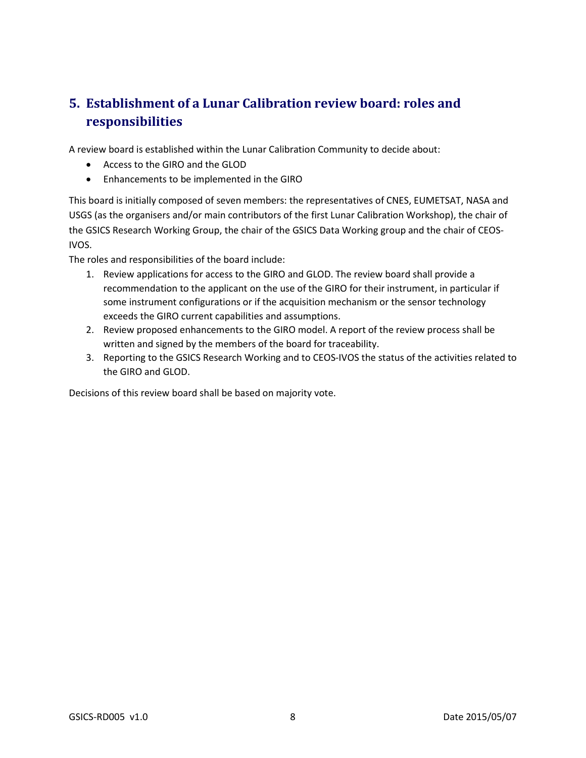## 5. Establishment of a Lunar Calibration review board: roles and responsibilities

A review board is established within the Lunar Calibration Community to decide about:

- Access to the GIRO and the GLOD
- Enhancements to be implemented in the GIRO

This board is initially composed of seven members: the representatives of CNES, EUMETSAT, NASA and USGS (as the organisers and/or main contributors of the first Lunar Calibration Workshop), the chair of the GSICS Research Working Group, the chair of the GSICS Data Working group and the chair of CEOS-IVOS.

The roles and responsibilities of the board include:

1. Review applications for access to the GIRO and GLOD. The review board shall provide a recommendation to the applicant on the use of the GIRO for their instrument, in particular if some instrument configurations or if the acquisition mechanism or the sensor technology exceeds the GIRO current capabilities and assumptions.
2. Review proposed enhancements to the GIRO model. A report of the review process shall be written and signed by the members of the board for traceability.
3. Reporting to the GSICS Research Working and to CEOS-IVOS the status of the activities related to the GIRO and GLOD.

Decisions of this review board shall be based on majority vote.